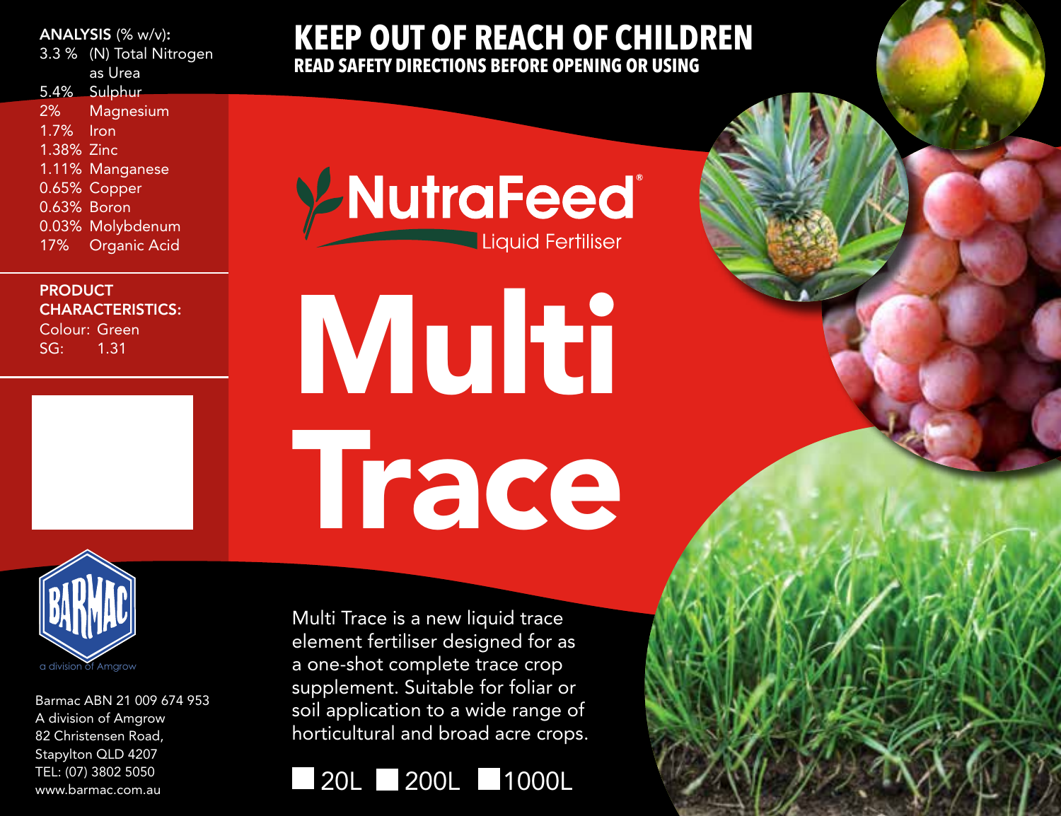**ANALYSIS** (% w/v):

| | |
|---|---|
| 3.3 % | (N) Total Nitrogen as Urea |
| 5.4% | Sulphur |
| 2% | Magnesium |
| 1.7% | Iron |
| 1.38% | Zinc |
| 1.11% | Manganese |
| 0.65% | Copper |
| 0.63% | Boron |
| 0.03% | Molybdenum |
| 17% | Organic Acid |

**PRODUCT CHARACTERISTICS:**

Colour: Green
SG: 1.31

a division of Amgrow

Barmac ABN 21 009 674 953
A division of Amgrow
82 Christensen Road,
Stapylton QLD 4207
TEL: (07) 3802 5050
www.barmac.com.au

# KEEP OUT OF REACH OF CHILDREN

**READ SAFETY DIRECTIONS BEFORE OPENING OR USING**

NutraFeed®
Liquid Fertiliser

# Multi Trace

Multi Trace is a new liquid trace element fertiliser designed for as a one-shot complete trace crop supplement. Suitable for foliar or soil application to a wide range of horticultural and broad acre crops.

☐ 20L ☐ 200L ☐ 1000L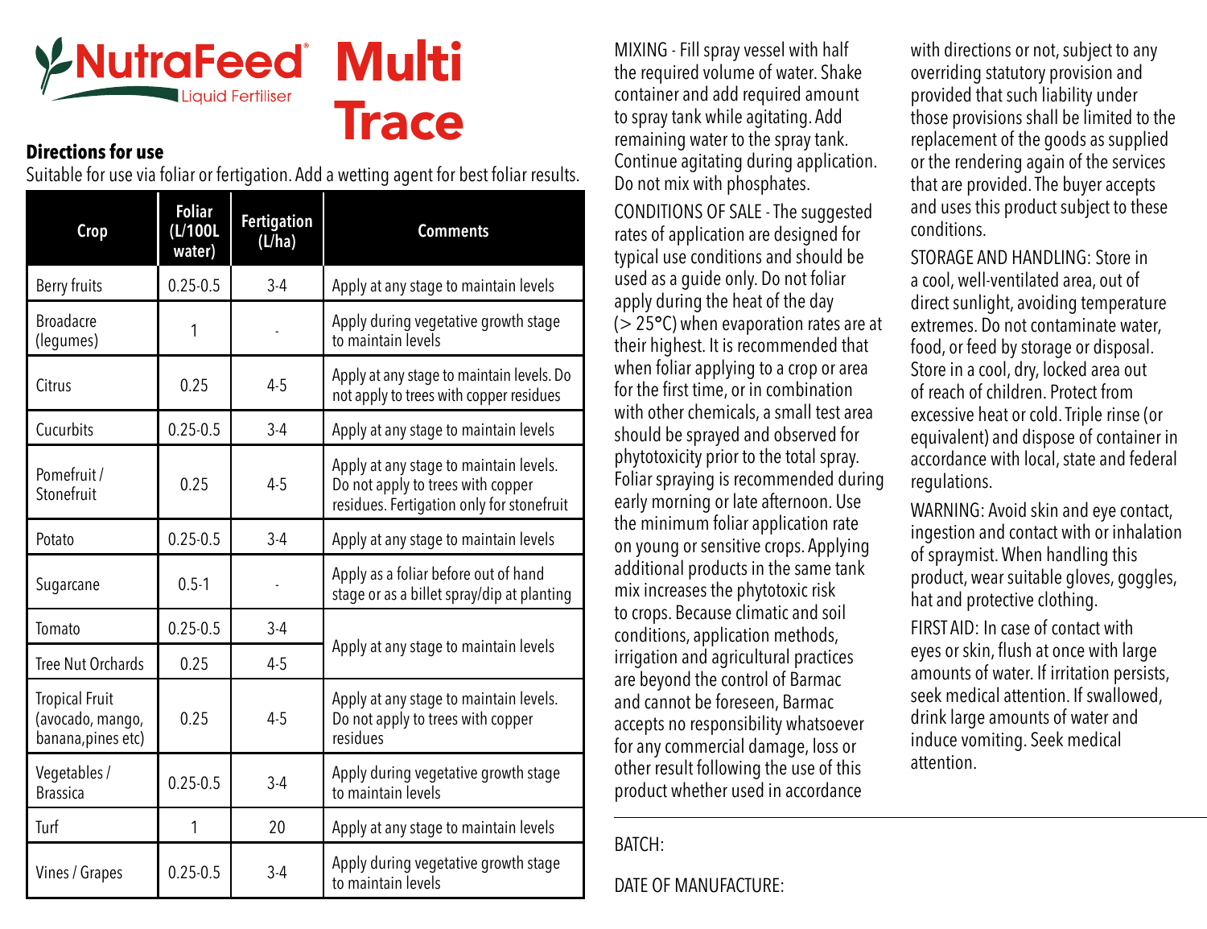# NutraFeed Multi Trace

Liquid Fertiliser

## Directions for use

Suitable for use via foliar or fertigation. Add a wetting agent for best foliar results.

| Crop | Foliar (L/100L water) | Fertigation (L/ha) | Comments |
|---|---|---|---|
| Berry fruits | 0.25-0.5 | 3-4 | Apply at any stage to maintain levels |
| Broadacre (legumes) | 1 | - | Apply during vegetative growth stage to maintain levels |
| Citrus | 0.25 | 4-5 | Apply at any stage to maintain levels. Do not apply to trees with copper residues |
| Cucurbits | 0.25-0.5 | 3-4 | Apply at any stage to maintain levels |
| Pomefruit / Stonefruit | 0.25 | 4-5 | Apply at any stage to maintain levels. Do not apply to trees with copper residues. Fertigation only for stonefruit |
| Potato | 0.25-0.5 | 3-4 | Apply at any stage to maintain levels |
| Sugarcane | 0.5-1 | - | Apply as a foliar before out of hand stage or as a billet spray/dip at planting |
| Tomato | 0.25-0.5 | 3-4 | Apply at any stage to maintain levels |
| Tree Nut Orchards | 0.25 | 4-5 | Apply at any stage to maintain levels |
| Tropical Fruit (avocado, mango, banana,pines etc) | 0.25 | 4-5 | Apply at any stage to maintain levels. Do not apply to trees with copper residues |
| Vegetables / Brassica | 0.25-0.5 | 3-4 | Apply during vegetative growth stage to maintain levels |
| Turf | 1 | 20 | Apply at any stage to maintain levels |
| Vines / Grapes | 0.25-0.5 | 3-4 | Apply during vegetative growth stage to maintain levels |

MIXING - Fill spray vessel with half the required volume of water. Shake container and add required amount to spray tank while agitating. Add remaining water to the spray tank. Continue agitating during application. Do not mix with phosphates.

CONDITIONS OF SALE - The suggested rates of application are designed for typical use conditions and should be used as a guide only. Do not foliar apply during the heat of the day (> 25°C) when evaporation rates are at their highest. It is recommended that when foliar applying to a crop or area for the first time, or in combination with other chemicals, a small test area should be sprayed and observed for phytotoxicity prior to the total spray. Foliar spraying is recommended during early morning or late afternoon. Use the minimum foliar application rate on young or sensitive crops. Applying additional products in the same tank mix increases the phytotoxic risk to crops. Because climatic and soil conditions, application methods, irrigation and agricultural practices are beyond the control of Barmac and cannot be foreseen, Barmac accepts no responsibility whatsoever for any commercial damage, loss or other result following the use of this product whether used in accordance with directions or not, subject to any overriding statutory provision and provided that such liability under those provisions shall be limited to the replacement of the goods as supplied or the rendering again of the services that are provided. The buyer accepts and uses this product subject to these conditions.

STORAGE AND HANDLING: Store in a cool, well-ventilated area, out of direct sunlight, avoiding temperature extremes. Do not contaminate water, food, or feed by storage or disposal. Store in a cool, dry, locked area out of reach of children. Protect from excessive heat or cold. Triple rinse (or equivalent) and dispose of container in accordance with local, state and federal regulations.

WARNING: Avoid skin and eye contact, ingestion and contact with or inhalation of spraymist. When handling this product, wear suitable gloves, goggles, hat and protective clothing.

FIRST AID: In case of contact with eyes or skin, flush at once with large amounts of water. If irritation persists, seek medical attention. If swallowed, drink large amounts of water and induce vomiting. Seek medical attention.

BATCH:

DATE OF MANUFACTURE: